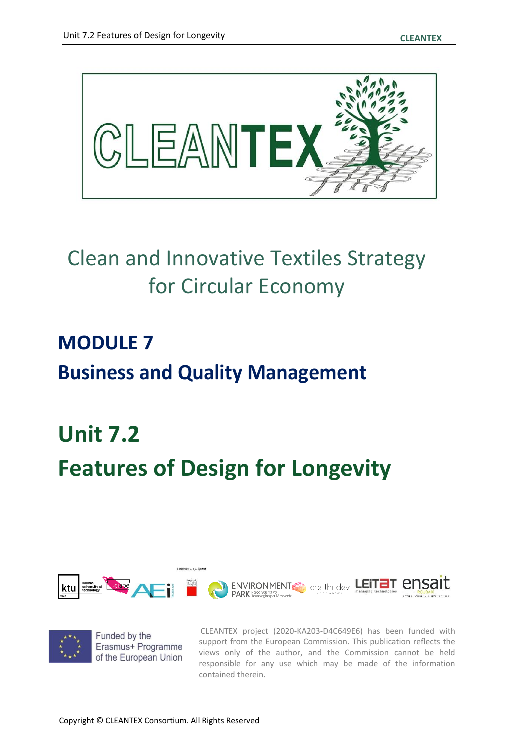# Clean and Innovative Textiles Strategy for Circular Economy

## MODULE 7

## Business and Quality Management

# Unit 7.2

# Features of Design for Longevity

Funded by the Erasmus+ Programme of the European Union

CLEANTEX project (2020-KA203-D4C649E6) has been funded with support from the European Commission. This publication reflects the views only of the author, and the Commission cannot be held responsible for any use which may be made of the information contained therein.

Copyright © CLEANTEX Consortium. All Rights Reserved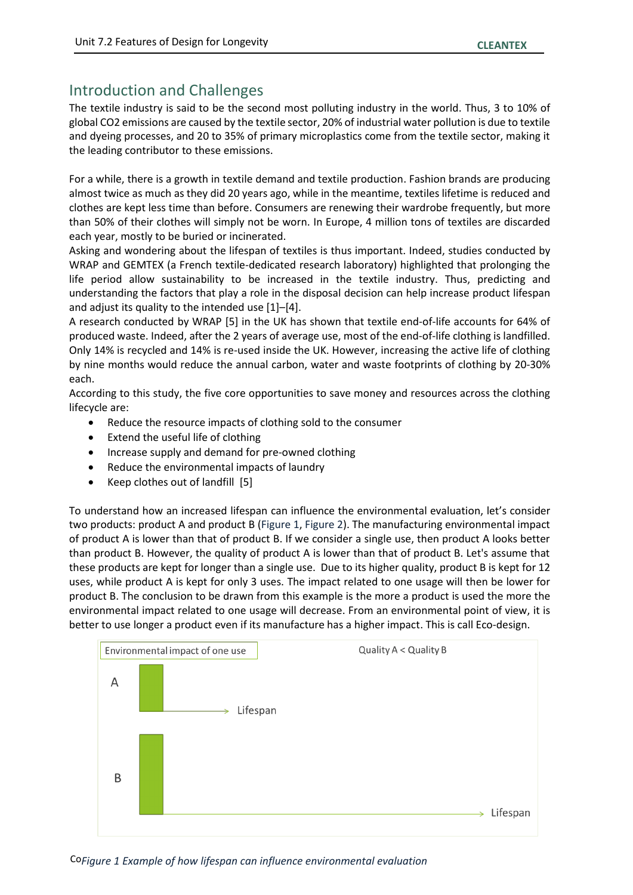## Introduction and Challenges

The textile industry is said to be the second most polluting industry in the world. Thus, 3 to 10% of global CO2 emissions are caused by the textile sector, 20% of industrial water pollution is due to textile and dyeing processes, and 20 to 35% of primary microplastics come from the textile sector, making it the leading contributor to these emissions.

For a while, there is a growth in textile demand and textile production. Fashion brands are producing almost twice as much as they did 20 years ago, while in the meantime, textiles lifetime is reduced and clothes are kept less time than before. Consumers are renewing their wardrobe frequently, but more than 50% of their clothes will simply not be worn. In Europe, 4 million tons of textiles are discarded each year, mostly to be buried or incinerated.

Asking and wondering about the lifespan of textiles is thus important. Indeed, studies conducted by WRAP and GEMTEX (a French textile-dedicated research laboratory) highlighted that prolonging the life period allow sustainability to be increased in the textile industry. Thus, predicting and understanding the factors that play a role in the disposal decision can help increase product lifespan and adjust its quality to the intended use [1]–[4].

A research conducted by WRAP [5] in the UK has shown that textile end-of-life accounts for 64% of produced waste. Indeed, after the 2 years of average use, most of the end-of-life clothing is landfilled. Only 14% is recycled and 14% is re-used inside the UK. However, increasing the active life of clothing by nine months would reduce the annual carbon, water and waste footprints of clothing by 20-30% each.

According to this study, the five core opportunities to save money and resources across the clothing lifecycle are:

- Reduce the resource impacts of clothing sold to the consumer
- Extend the useful life of clothing
- Increase supply and demand for pre-owned clothing
- Reduce the environmental impacts of laundry
- Keep clothes out of landfill [5]

To understand how an increased lifespan can influence the environmental evaluation, let's consider two products: product A and product B (Figure 1, Figure 2). The manufacturing environmental impact of product A is lower than that of product B. If we consider a single use, then product A looks better than product B. However, the quality of product A is lower than that of product B. Let's assume that these products are kept for longer than a single use. Due to its higher quality, product B is kept for 12 uses, while product A is kept for only 3 uses. The impact related to one usage will then be lower for product B. The conclusion to be drawn from this example is the more a product is used the more the environmental impact related to one usage will decrease. From an environmental point of view, it is better to use longer a product even if its manufacture has a higher impact. This is call Eco-design.

Environmental impact of one use — Quality A < Quality B — A: Lifespan — B: Lifespan

*Figure 1 Example of how lifespan can influence environmental evaluation*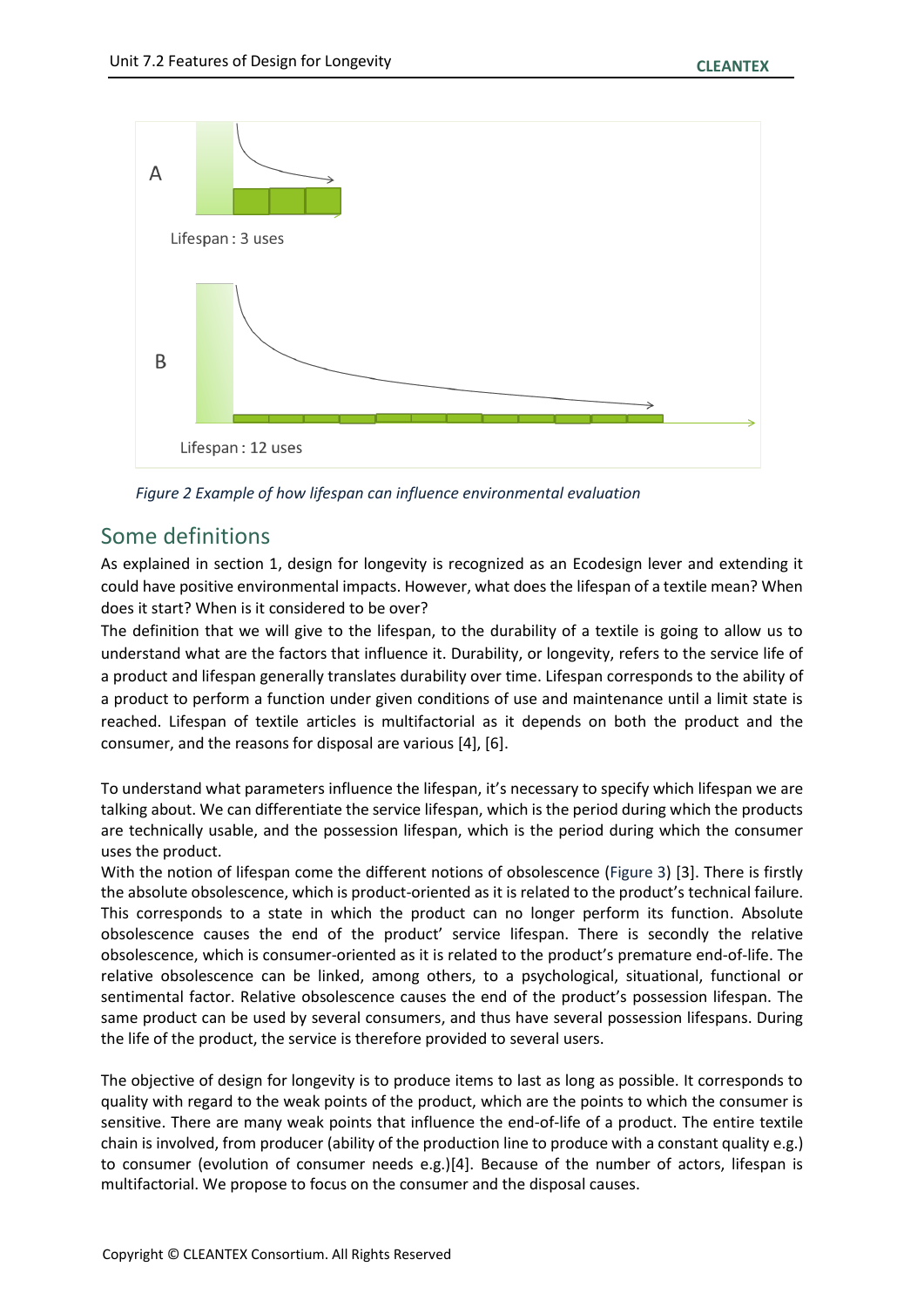A

Lifespan : 3 uses

B

Lifespan : 12 uses

*Figure 2 Example of how lifespan can influence environmental evaluation*

## Some definitions

As explained in section 1, design for longevity is recognized as an Ecodesign lever and extending it could have positive environmental impacts. However, what does the lifespan of a textile mean? When does it start? When is it considered to be over?

The definition that we will give to the lifespan, to the durability of a textile is going to allow us to understand what are the factors that influence it. Durability, or longevity, refers to the service life of a product and lifespan generally translates durability over time. Lifespan corresponds to the ability of a product to perform a function under given conditions of use and maintenance until a limit state is reached. Lifespan of textile articles is multifactorial as it depends on both the product and the consumer, and the reasons for disposal are various [4], [6].

To understand what parameters influence the lifespan, it's necessary to specify which lifespan we are talking about. We can differentiate the service lifespan, which is the period during which the products are technically usable, and the possession lifespan, which is the period during which the consumer uses the product.

With the notion of lifespan come the different notions of obsolescence (Figure 3) [3]. There is firstly the absolute obsolescence, which is product-oriented as it is related to the product's technical failure. This corresponds to a state in which the product can no longer perform its function. Absolute obsolescence causes the end of the product' service lifespan. There is secondly the relative obsolescence, which is consumer-oriented as it is related to the product's premature end-of-life. The relative obsolescence can be linked, among others, to a psychological, situational, functional or sentimental factor. Relative obsolescence causes the end of the product's possession lifespan. The same product can be used by several consumers, and thus have several possession lifespans. During the life of the product, the service is therefore provided to several users.

The objective of design for longevity is to produce items to last as long as possible. It corresponds to quality with regard to the weak points of the product, which are the points to which the consumer is sensitive. There are many weak points that influence the end-of-life of a product. The entire textile chain is involved, from producer (ability of the production line to produce with a constant quality e.g.) to consumer (evolution of consumer needs e.g.)[4]. Because of the number of actors, lifespan is multifactorial. We propose to focus on the consumer and the disposal causes.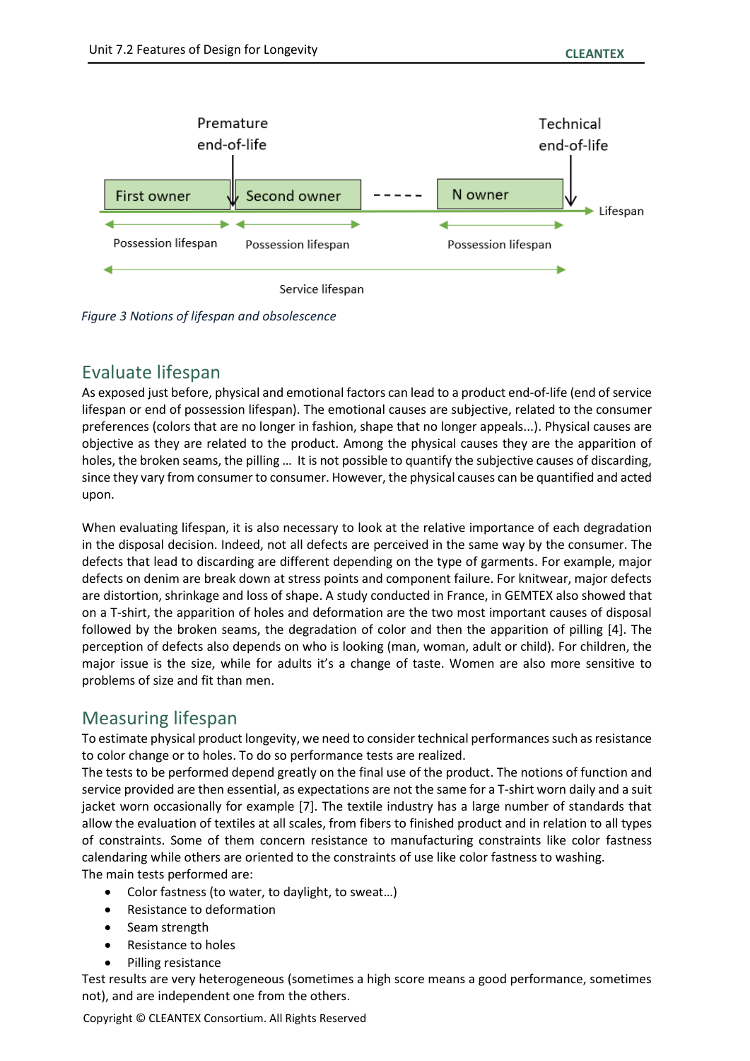Premature end-of-life

Technical end-of-life

First owner | Second owner | ----- | N owner → Lifespan

Possession lifespan — Possession lifespan — Possession lifespan

Service lifespan

*Figure 3 Notions of lifespan and obsolescence*

## Evaluate lifespan

As exposed just before, physical and emotional factors can lead to a product end-of-life (end of service lifespan or end of possession lifespan). The emotional causes are subjective, related to the consumer preferences (colors that are no longer in fashion, shape that no longer appeals...). Physical causes are objective as they are related to the product. Among the physical causes they are the apparition of holes, the broken seams, the pilling … It is not possible to quantify the subjective causes of discarding, since they vary from consumer to consumer. However, the physical causes can be quantified and acted upon.

When evaluating lifespan, it is also necessary to look at the relative importance of each degradation in the disposal decision. Indeed, not all defects are perceived in the same way by the consumer. The defects that lead to discarding are different depending on the type of garments. For example, major defects on denim are break down at stress points and component failure. For knitwear, major defects are distortion, shrinkage and loss of shape. A study conducted in France, in GEMTEX also showed that on a T-shirt, the apparition of holes and deformation are the two most important causes of disposal followed by the broken seams, the degradation of color and then the apparition of pilling [4]. The perception of defects also depends on who is looking (man, woman, adult or child). For children, the major issue is the size, while for adults it's a change of taste. Women are also more sensitive to problems of size and fit than men.

## Measuring lifespan

To estimate physical product longevity, we need to consider technical performances such as resistance to color change or to holes. To do so performance tests are realized.

The tests to be performed depend greatly on the final use of the product. The notions of function and service provided are then essential, as expectations are not the same for a T-shirt worn daily and a suit jacket worn occasionally for example [7]. The textile industry has a large number of standards that allow the evaluation of textiles at all scales, from fibers to finished product and in relation to all types of constraints. Some of them concern resistance to manufacturing constraints like color fastness calendaring while others are oriented to the constraints of use like color fastness to washing.

The main tests performed are:

- Color fastness (to water, to daylight, to sweat…)
- Resistance to deformation
- Seam strength
- Resistance to holes
- Pilling resistance

Test results are very heterogeneous (sometimes a high score means a good performance, sometimes not), and are independent one from the others.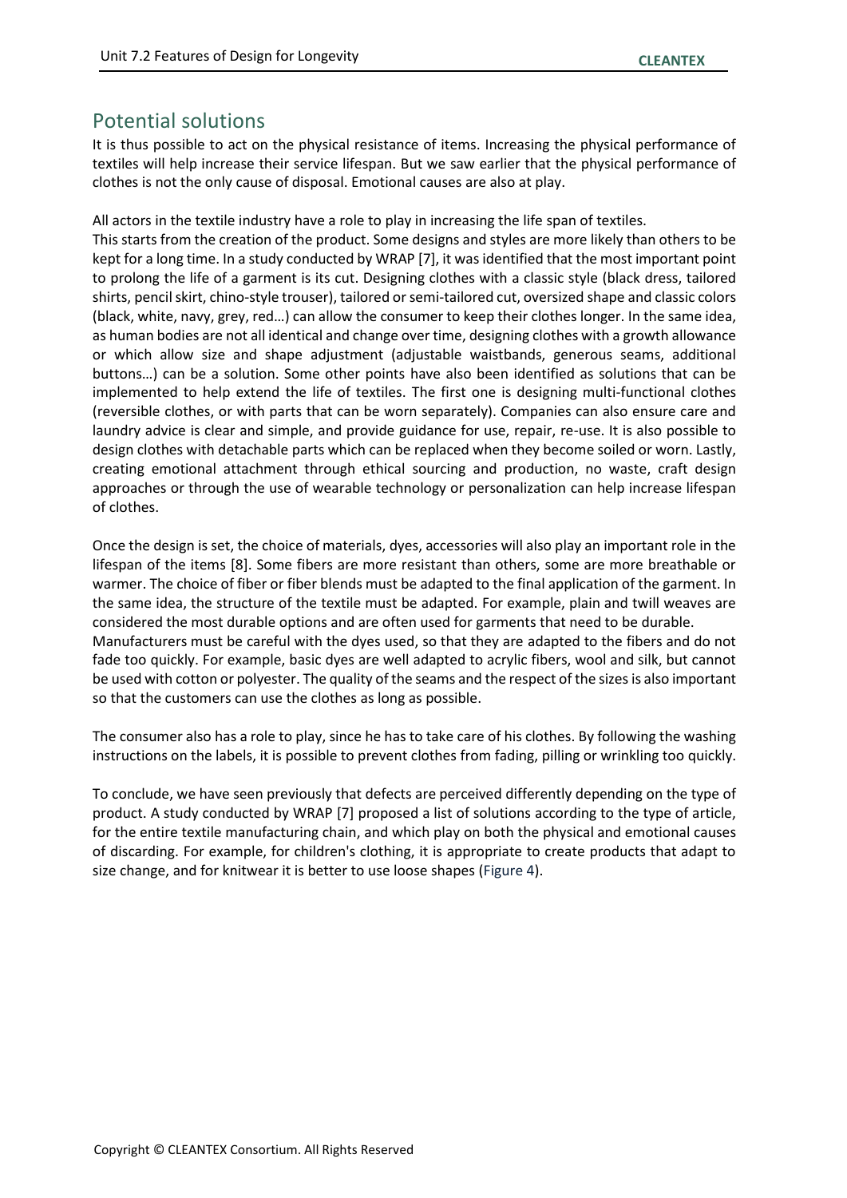## Potential solutions

It is thus possible to act on the physical resistance of items. Increasing the physical performance of textiles will help increase their service lifespan. But we saw earlier that the physical performance of clothes is not the only cause of disposal. Emotional causes are also at play.

All actors in the textile industry have a role to play in increasing the life span of textiles.

This starts from the creation of the product. Some designs and styles are more likely than others to be kept for a long time. In a study conducted by WRAP [7], it was identified that the most important point to prolong the life of a garment is its cut. Designing clothes with a classic style (black dress, tailored shirts, pencil skirt, chino-style trouser), tailored or semi-tailored cut, oversized shape and classic colors (black, white, navy, grey, red…) can allow the consumer to keep their clothes longer. In the same idea, as human bodies are not all identical and change over time, designing clothes with a growth allowance or which allow size and shape adjustment (adjustable waistbands, generous seams, additional buttons…) can be a solution. Some other points have also been identified as solutions that can be implemented to help extend the life of textiles. The first one is designing multi-functional clothes (reversible clothes, or with parts that can be worn separately). Companies can also ensure care and laundry advice is clear and simple, and provide guidance for use, repair, re-use. It is also possible to design clothes with detachable parts which can be replaced when they become soiled or worn. Lastly, creating emotional attachment through ethical sourcing and production, no waste, craft design approaches or through the use of wearable technology or personalization can help increase lifespan of clothes.

Once the design is set, the choice of materials, dyes, accessories will also play an important role in the lifespan of the items [8]. Some fibers are more resistant than others, some are more breathable or warmer. The choice of fiber or fiber blends must be adapted to the final application of the garment. In the same idea, the structure of the textile must be adapted. For example, plain and twill weaves are considered the most durable options and are often used for garments that need to be durable.

Manufacturers must be careful with the dyes used, so that they are adapted to the fibers and do not fade too quickly. For example, basic dyes are well adapted to acrylic fibers, wool and silk, but cannot be used with cotton or polyester. The quality of the seams and the respect of the sizes is also important so that the customers can use the clothes as long as possible.

The consumer also has a role to play, since he has to take care of his clothes. By following the washing instructions on the labels, it is possible to prevent clothes from fading, pilling or wrinkling too quickly.

To conclude, we have seen previously that defects are perceived differently depending on the type of product. A study conducted by WRAP [7] proposed a list of solutions according to the type of article, for the entire textile manufacturing chain, and which play on both the physical and emotional causes of discarding. For example, for children's clothing, it is appropriate to create products that adapt to size change, and for knitwear it is better to use loose shapes (Figure 4).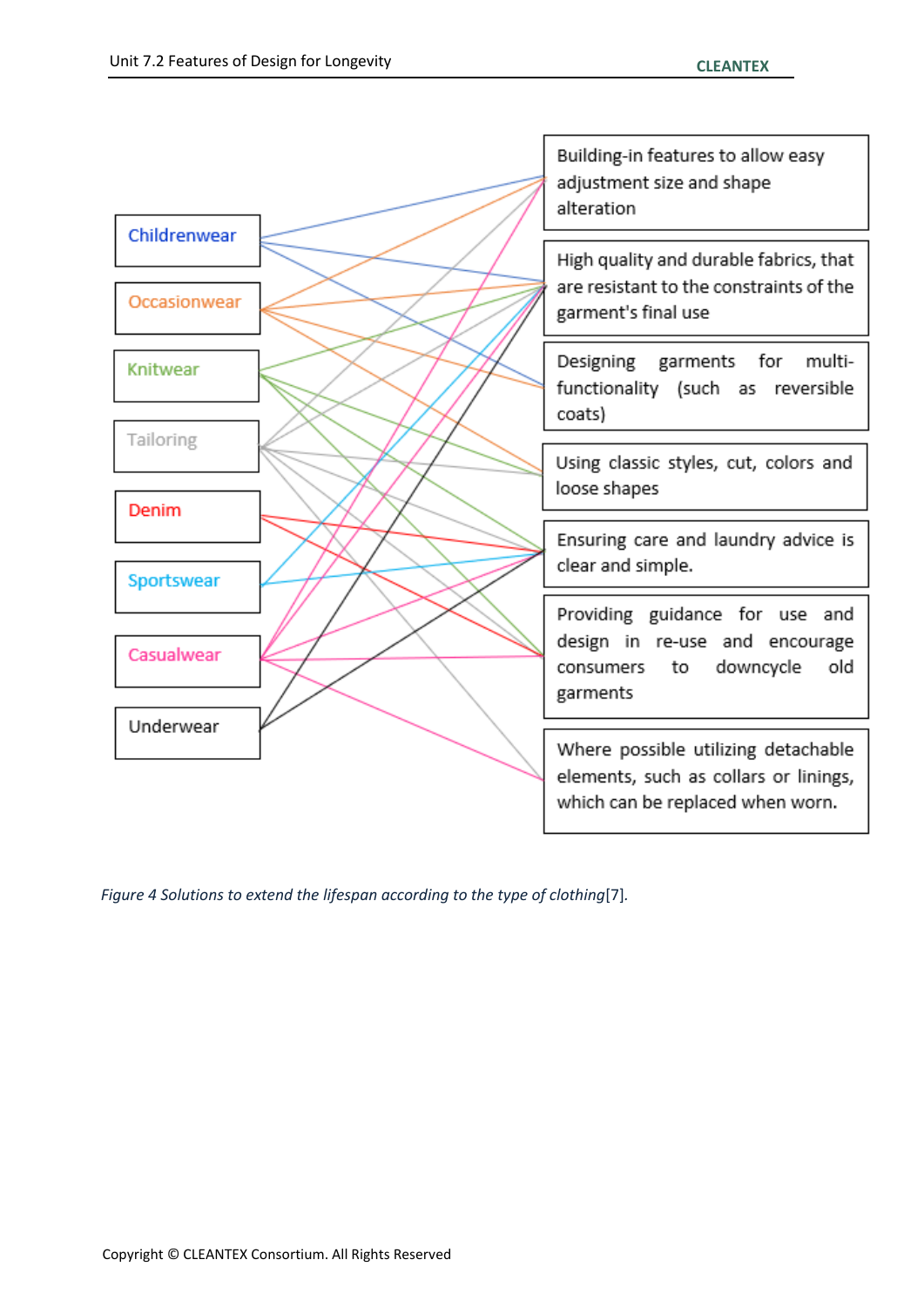Childrenwear

Occasionwear

Knitwear

Tailoring

Denim

Sportswear

Casualwear

Underwear

Building-in features to allow easy adjustment size and shape alteration

High quality and durable fabrics, that are resistant to the constraints of the garment's final use

Designing garments for multi-functionality (such as reversible coats)

Using classic styles, cut, colors and loose shapes

Ensuring care and laundry advice is clear and simple.

Providing guidance for use and design in re-use and encourage consumers to downcycle old garments

Where possible utilizing detachable elements, such as collars or linings, which can be replaced when worn.

*Figure 4 Solutions to extend the lifespan according to the type of clothing*[7].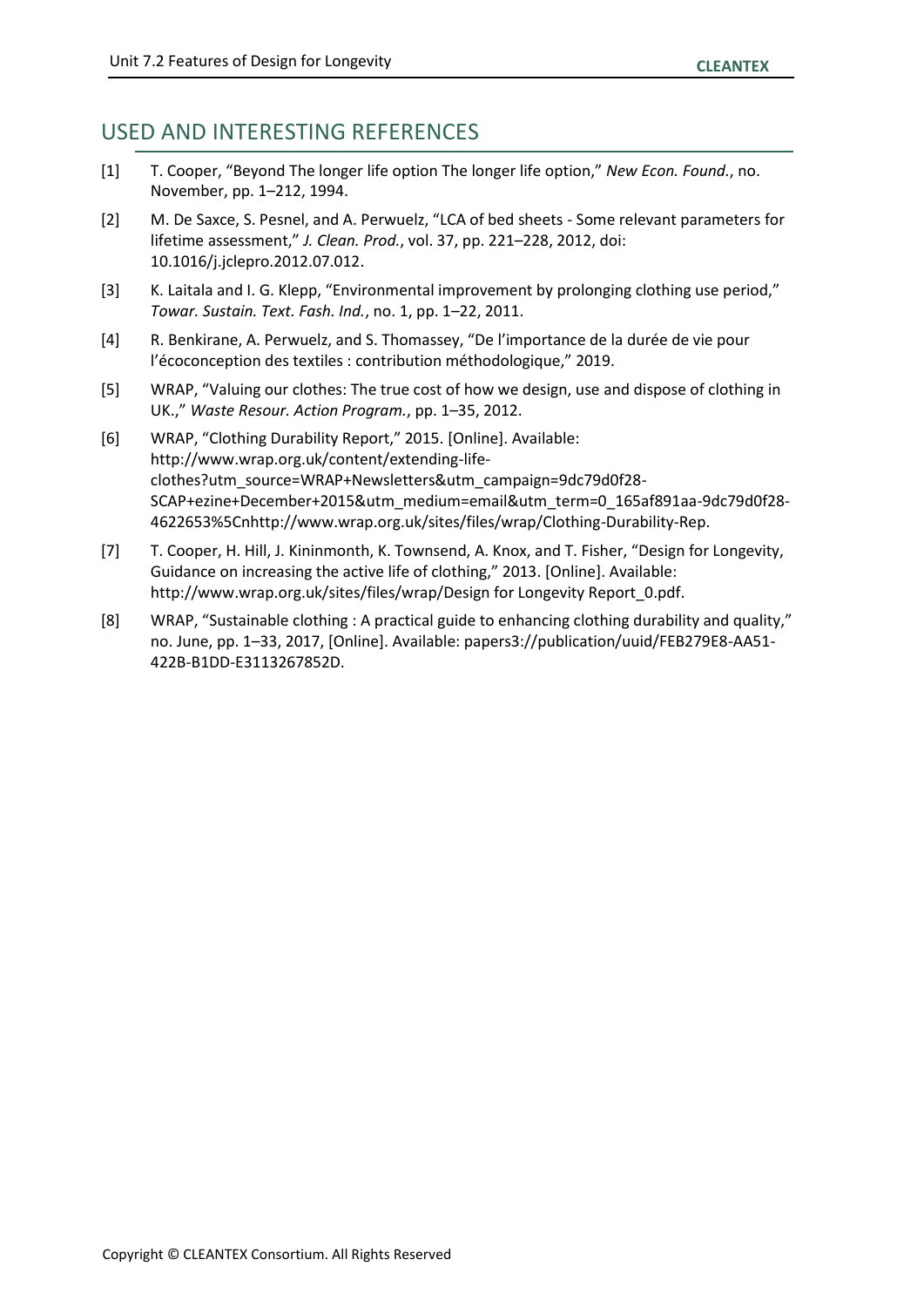## USED AND INTERESTING REFERENCES

[1] T. Cooper, "Beyond The longer life option The longer life option," *New Econ. Found.*, no. November, pp. 1–212, 1994.

[2] M. De Saxce, S. Pesnel, and A. Perwuelz, "LCA of bed sheets - Some relevant parameters for lifetime assessment," *J. Clean. Prod.*, vol. 37, pp. 221–228, 2012, doi: 10.1016/j.jclepro.2012.07.012.

[3] K. Laitala and I. G. Klepp, "Environmental improvement by prolonging clothing use period," *Towar. Sustain. Text. Fash. Ind.*, no. 1, pp. 1–22, 2011.

[4] R. Benkirane, A. Perwuelz, and S. Thomassey, "De l'importance de la durée de vie pour l'écoconception des textiles : contribution méthodologique," 2019.

[5] WRAP, "Valuing our clothes: The true cost of how we design, use and dispose of clothing in UK.," *Waste Resour. Action Program.*, pp. 1–35, 2012.

[6] WRAP, "Clothing Durability Report," 2015. [Online]. Available: http://www.wrap.org.uk/content/extending-life-clothes?utm_source=WRAP+Newsletters&utm_campaign=9dc79d0f28-SCAP+ezine+December+2015&utm_medium=email&utm_term=0_165af891aa-9dc79d0f28-4622653%5Cnhttp://www.wrap.org.uk/sites/files/wrap/Clothing-Durability-Rep.

[7] T. Cooper, H. Hill, J. Kininmonth, K. Townsend, A. Knox, and T. Fisher, "Design for Longevity, Guidance on increasing the active life of clothing," 2013. [Online]. Available: http://www.wrap.org.uk/sites/files/wrap/Design for Longevity Report_0.pdf.

[8] WRAP, "Sustainable clothing : A practical guide to enhancing clothing durability and quality," no. June, pp. 1–33, 2017, [Online]. Available: papers3://publication/uuid/FEB279E8-AA51-422B-B1DD-E3113267852D.